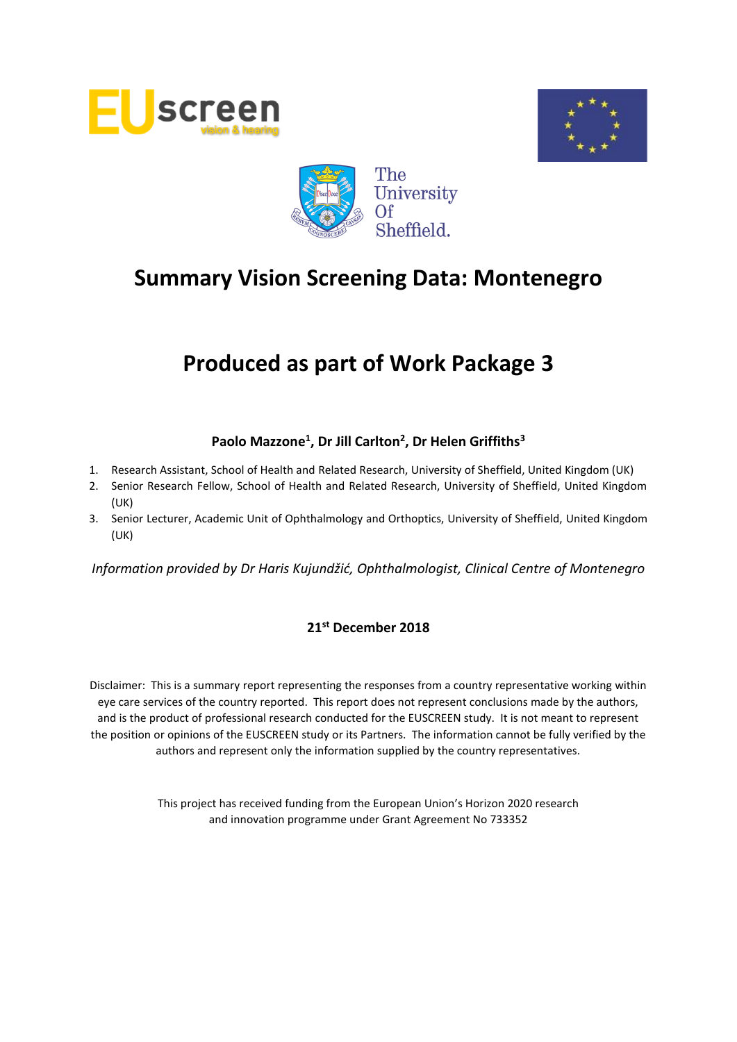# Summary Vision Screening Data: Montenegro

# Produced as part of Work Package 3

**Paolo Mazzone[1], Dr Jill Carlton[2], Dr Helen Griffiths[3]**

1. Research Assistant, School of Health and Related Research, University of Sheffield, United Kingdom (UK)
2. Senior Research Fellow, School of Health and Related Research, University of Sheffield, United Kingdom (UK)
3. Senior Lecturer, Academic Unit of Ophthalmology and Orthoptics, University of Sheffield, United Kingdom (UK)

*Information provided by Dr Haris Kujundžić, Ophthalmologist, Clinical Centre of Montenegro*

**21st December 2018**

Disclaimer: This is a summary report representing the responses from a country representative working within eye care services of the country reported. This report does not represent conclusions made by the authors, and is the product of professional research conducted for the EUSCREEN study. It is not meant to represent the position or opinions of the EUSCREEN study or its Partners. The information cannot be fully verified by the authors and represent only the information supplied by the country representatives.

This project has received funding from the European Union's Horizon 2020 research and innovation programme under Grant Agreement No 733352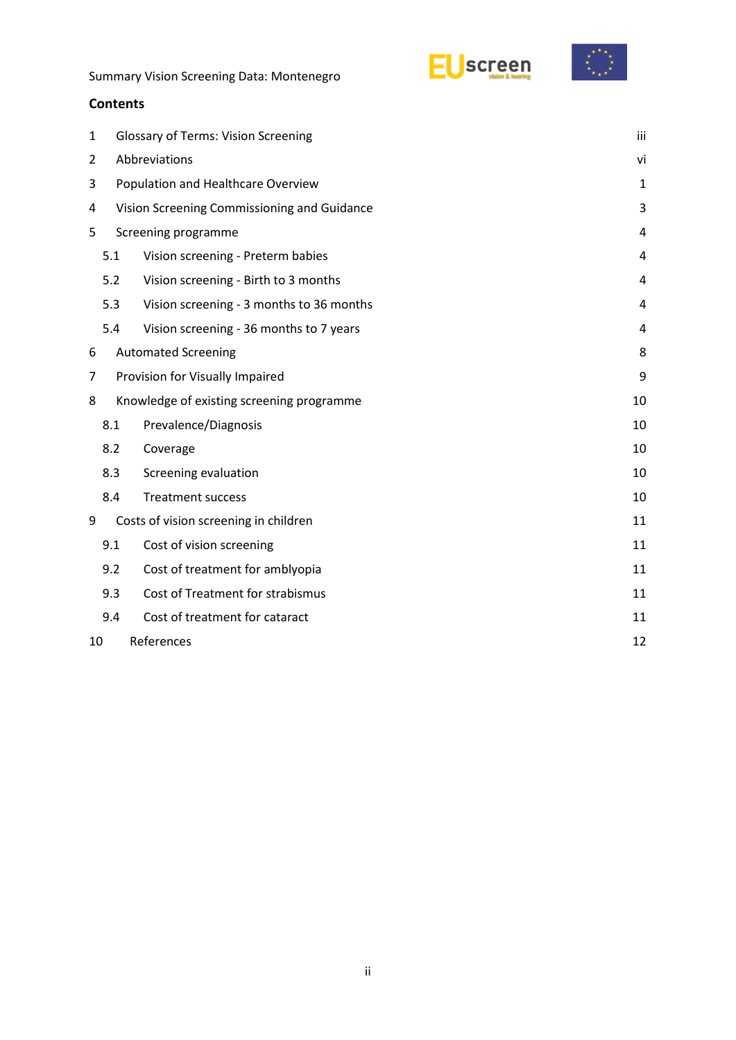## Contents

| | | |
|---|---|---|
| 1 | Glossary of Terms: Vision Screening | iii |
| 2 | Abbreviations | vi |
| 3 | Population and Healthcare Overview | 1 |
| 4 | Vision Screening Commissioning and Guidance | 3 |
| 5 | Screening programme | 4 |
| 5.1 | Vision screening - Preterm babies | 4 |
| 5.2 | Vision screening - Birth to 3 months | 4 |
| 5.3 | Vision screening - 3 months to 36 months | 4 |
| 5.4 | Vision screening - 36 months to 7 years | 4 |
| 6 | Automated Screening | 8 |
| 7 | Provision for Visually Impaired | 9 |
| 8 | Knowledge of existing screening programme | 10 |
| 8.1 | Prevalence/Diagnosis | 10 |
| 8.2 | Coverage | 10 |
| 8.3 | Screening evaluation | 10 |
| 8.4 | Treatment success | 10 |
| 9 | Costs of vision screening in children | 11 |
| 9.1 | Cost of vision screening | 11 |
| 9.2 | Cost of treatment for amblyopia | 11 |
| 9.3 | Cost of Treatment for strabismus | 11 |
| 9.4 | Cost of treatment for cataract | 11 |
| 10 | References | 12 |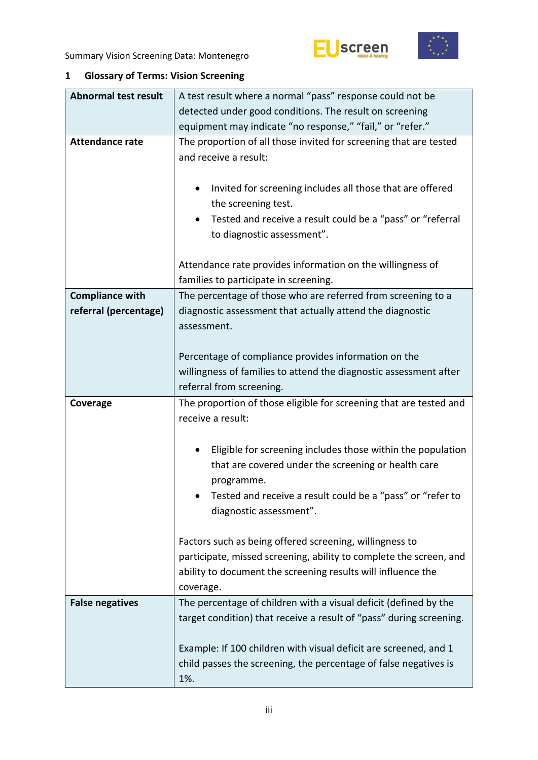# 1 Glossary of Terms: Vision Screening

| | |
|---|---|
| **Abnormal test result** | A test result where a normal “pass” response could not be detected under good conditions. The result on screening equipment may indicate “no response,” “fail,” or “refer.” |
| **Attendance rate** | The proportion of all those invited for screening that are tested and receive a result:<br><br>• Invited for screening includes all those that are offered the screening test.<br>• Tested and receive a result could be a “pass” or “referral to diagnostic assessment”.<br><br>Attendance rate provides information on the willingness of families to participate in screening. |
| **Compliance with referral (percentage)** | The percentage of those who are referred from screening to a diagnostic assessment that actually attend the diagnostic assessment.<br><br>Percentage of compliance provides information on the willingness of families to attend the diagnostic assessment after referral from screening. |
| **Coverage** | The proportion of those eligible for screening that are tested and receive a result:<br><br>• Eligible for screening includes those within the population that are covered under the screening or health care programme.<br>• Tested and receive a result could be a “pass” or “refer to diagnostic assessment”.<br><br>Factors such as being offered screening, willingness to participate, missed screening, ability to complete the screen, and ability to document the screening results will influence the coverage. |
| **False negatives** | The percentage of children with a visual deficit (defined by the target condition) that receive a result of “pass” during screening.<br><br>Example: If 100 children with visual deficit are screened, and 1 child passes the screening, the percentage of false negatives is 1%. |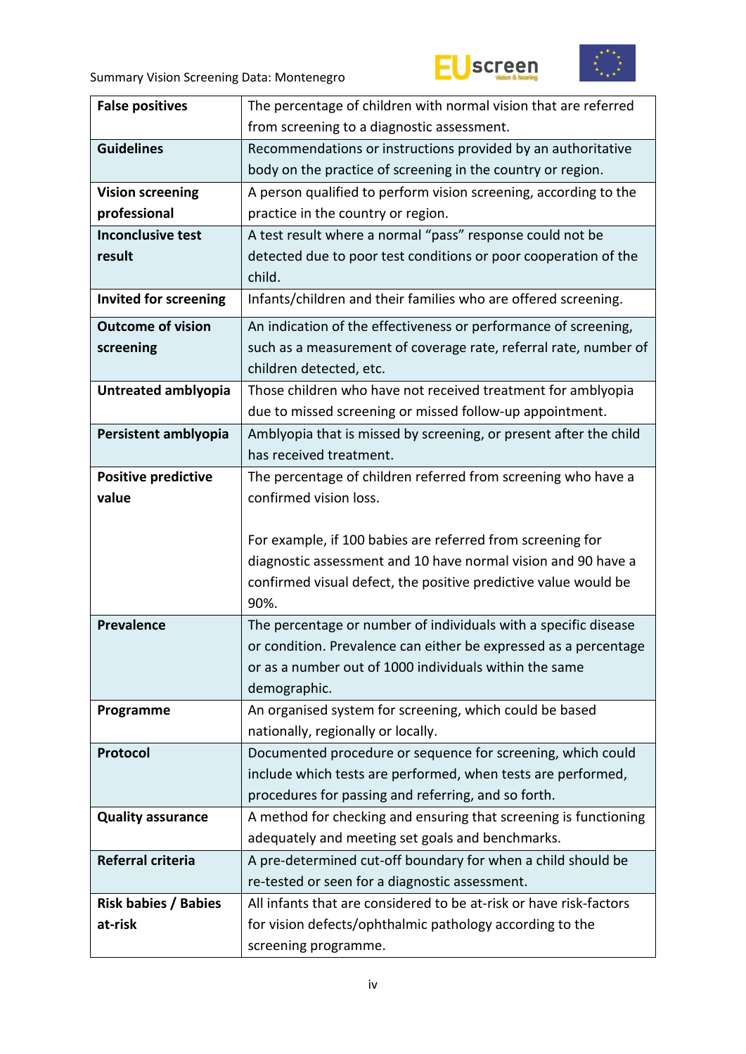| | |
|---|---|
| **False positives** | The percentage of children with normal vision that are referred from screening to a diagnostic assessment. |
| **Guidelines** | Recommendations or instructions provided by an authoritative body on the practice of screening in the country or region. |
| **Vision screening professional** | A person qualified to perform vision screening, according to the practice in the country or region. |
| **Inconclusive test result** | A test result where a normal "pass" response could not be detected due to poor test conditions or poor cooperation of the child. |
| **Invited for screening** | Infants/children and their families who are offered screening. |
| **Outcome of vision screening** | An indication of the effectiveness or performance of screening, such as a measurement of coverage rate, referral rate, number of children detected, etc. |
| **Untreated amblyopia** | Those children who have not received treatment for amblyopia due to missed screening or missed follow-up appointment. |
| **Persistent amblyopia** | Amblyopia that is missed by screening, or present after the child has received treatment. |
| **Positive predictive value** | The percentage of children referred from screening who have a confirmed vision loss.<br><br>For example, if 100 babies are referred from screening for diagnostic assessment and 10 have normal vision and 90 have a confirmed visual defect, the positive predictive value would be 90%. |
| **Prevalence** | The percentage or number of individuals with a specific disease or condition. Prevalence can either be expressed as a percentage or as a number out of 1000 individuals within the same demographic. |
| **Programme** | An organised system for screening, which could be based nationally, regionally or locally. |
| **Protocol** | Documented procedure or sequence for screening, which could include which tests are performed, when tests are performed, procedures for passing and referring, and so forth. |
| **Quality assurance** | A method for checking and ensuring that screening is functioning adequately and meeting set goals and benchmarks. |
| **Referral criteria** | A pre-determined cut-off boundary for when a child should be re-tested or seen for a diagnostic assessment. |
| **Risk babies / Babies at-risk** | All infants that are considered to be at-risk or have risk-factors for vision defects/ophthalmic pathology according to the screening programme. |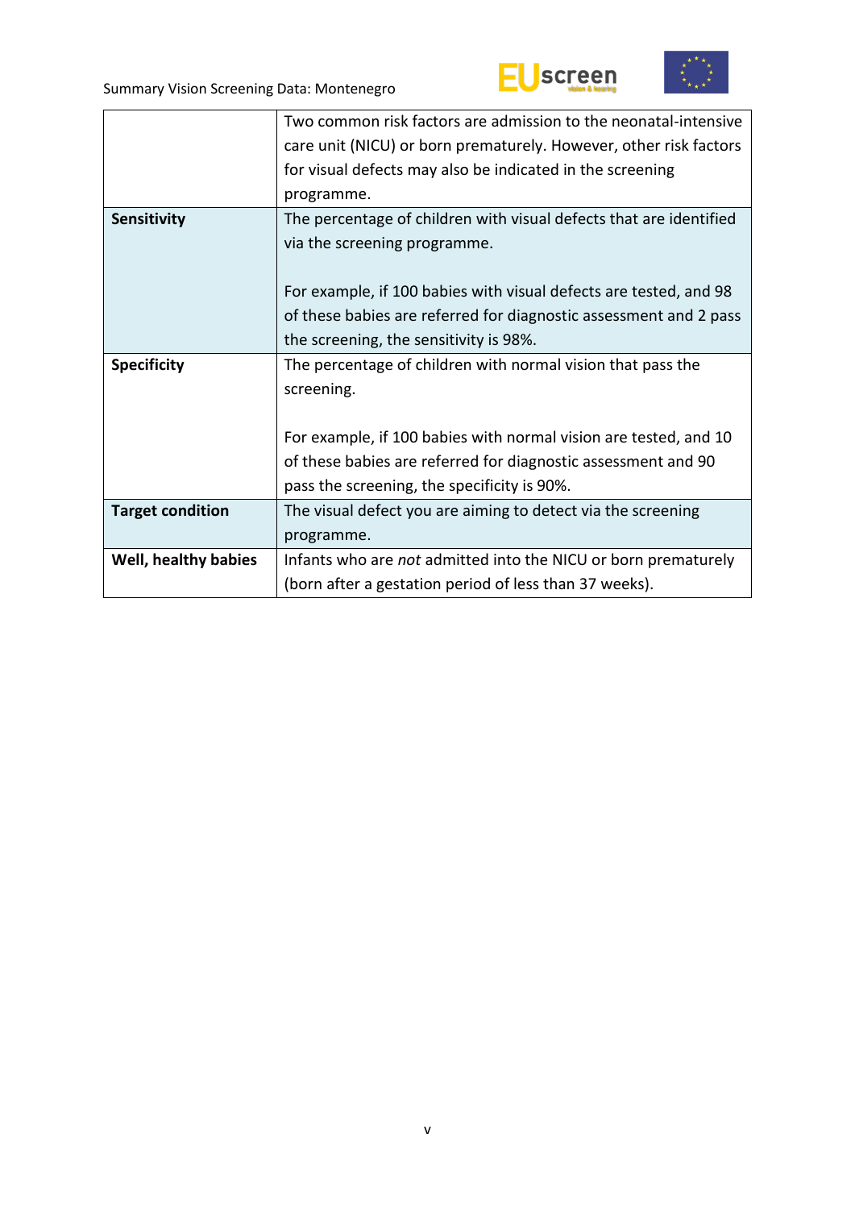| | |
|---|---|
| | Two common risk factors are admission to the neonatal-intensive care unit (NICU) or born prematurely. However, other risk factors for visual defects may also be indicated in the screening programme. |
| **Sensitivity** | The percentage of children with visual defects that are identified via the screening programme.<br><br>For example, if 100 babies with visual defects are tested, and 98 of these babies are referred for diagnostic assessment and 2 pass the screening, the sensitivity is 98%. |
| **Specificity** | The percentage of children with normal vision that pass the screening.<br><br>For example, if 100 babies with normal vision are tested, and 10 of these babies are referred for diagnostic assessment and 90 pass the screening, the specificity is 90%. |
| **Target condition** | The visual defect you are aiming to detect via the screening programme. |
| **Well, healthy babies** | Infants who are *not* admitted into the NICU or born prematurely (born after a gestation period of less than 37 weeks). |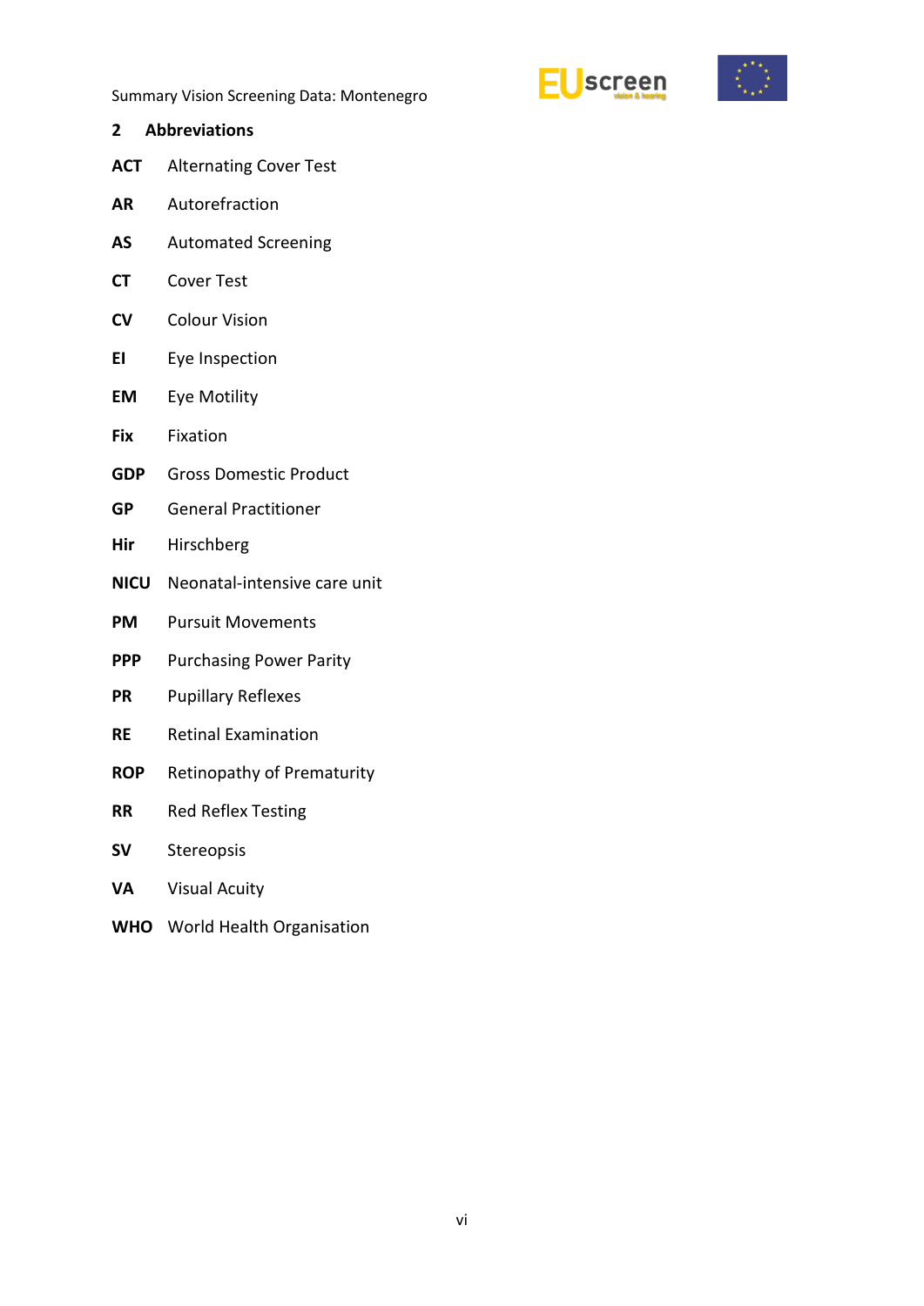## 2 Abbreviations

**ACT** Alternating Cover Test

**AR** Autorefraction

**AS** Automated Screening

**CT** Cover Test

**CV** Colour Vision

**EI** Eye Inspection

**EM** Eye Motility

**Fix** Fixation

**GDP** Gross Domestic Product

**GP** General Practitioner

**Hir** Hirschberg

**NICU** Neonatal-intensive care unit

**PM** Pursuit Movements

**PPP** Purchasing Power Parity

**PR** Pupillary Reflexes

**RE** Retinal Examination

**ROP** Retinopathy of Prematurity

**RR** Red Reflex Testing

**SV** Stereopsis

**VA** Visual Acuity

**WHO** World Health Organisation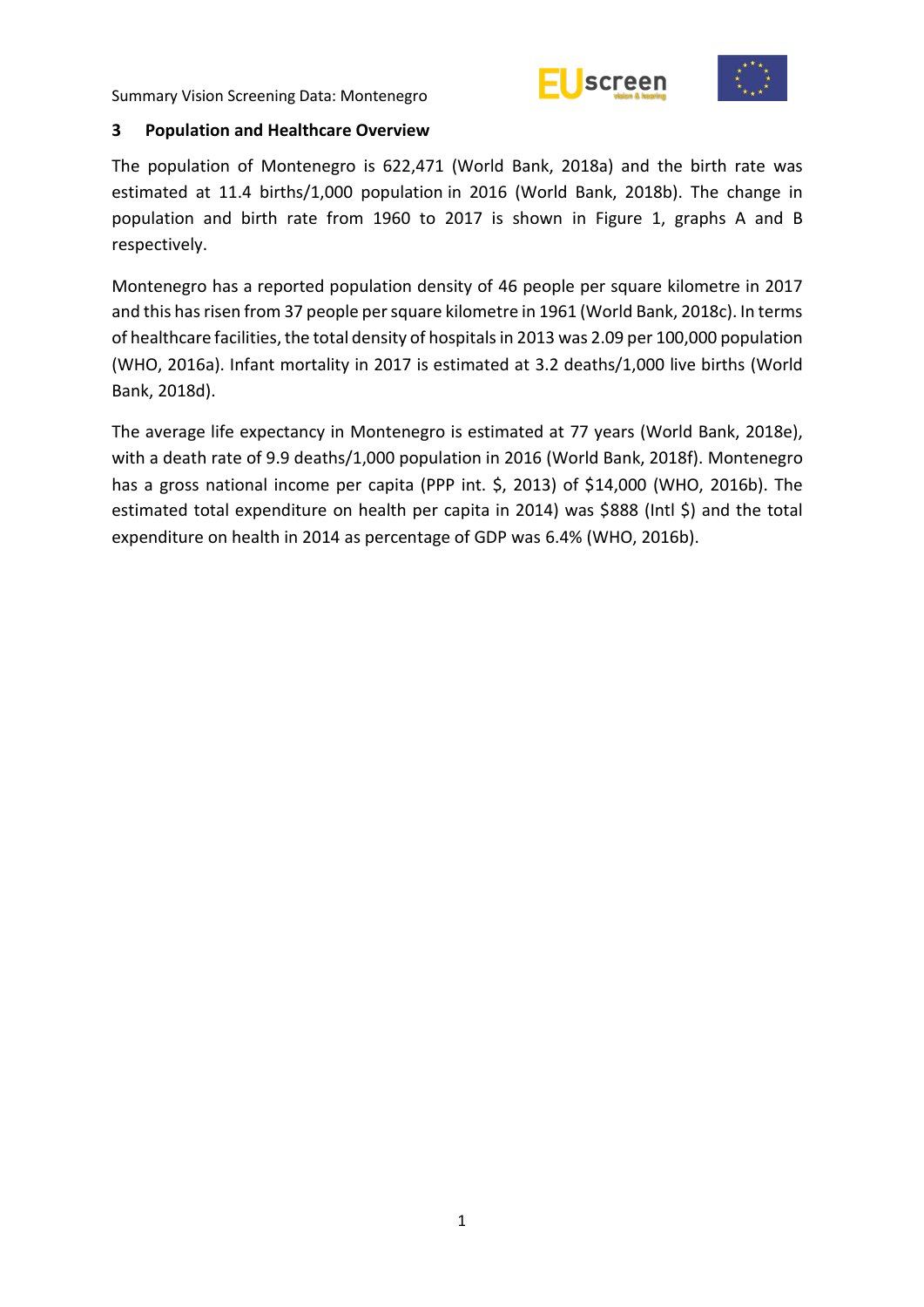## 3 Population and Healthcare Overview

The population of Montenegro is 622,471 (World Bank, 2018a) and the birth rate was estimated at 11.4 births/1,000 population in 2016 (World Bank, 2018b). The change in population and birth rate from 1960 to 2017 is shown in Figure 1, graphs A and B respectively.

Montenegro has a reported population density of 46 people per square kilometre in 2017 and this has risen from 37 people per square kilometre in 1961 (World Bank, 2018c). In terms of healthcare facilities, the total density of hospitals in 2013 was 2.09 per 100,000 population (WHO, 2016a). Infant mortality in 2017 is estimated at 3.2 deaths/1,000 live births (World Bank, 2018d).

The average life expectancy in Montenegro is estimated at 77 years (World Bank, 2018e), with a death rate of 9.9 deaths/1,000 population in 2016 (World Bank, 2018f). Montenegro has a gross national income per capita (PPP int. $, 2013) of $14,000 (WHO, 2016b). The estimated total expenditure on health per capita in 2014) was $888 (Intl $) and the total expenditure on health in 2014 as percentage of GDP was 6.4% (WHO, 2016b).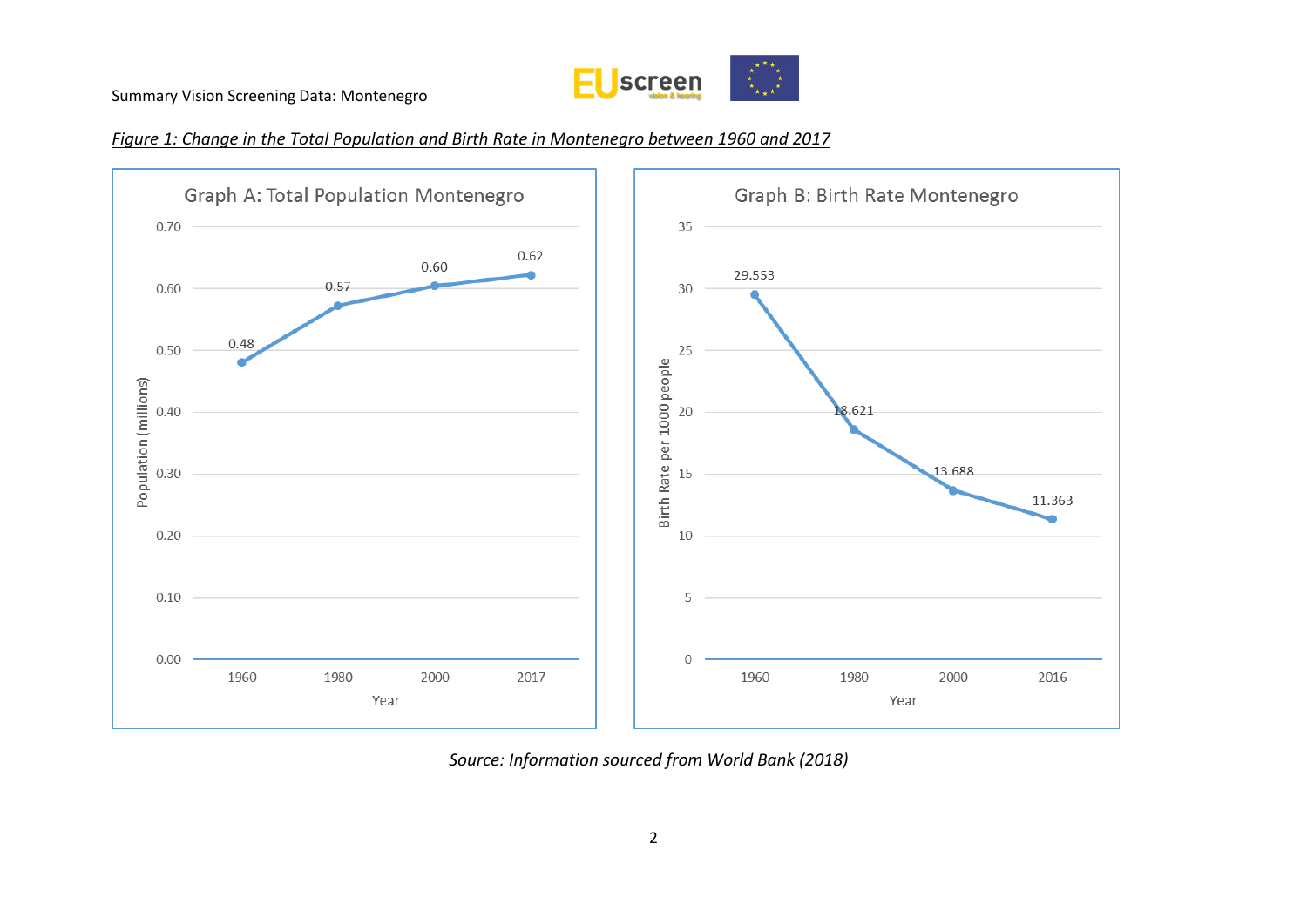*Figure 1: Change in the Total Population and Birth Rate in Montenegro between 1960 and 2017*

Graph A: Total Population Montenegro

Population (millions)

0.70
0.60
0.50
0.40
0.30
0.20
0.10
0.00

0.48
0.57
0.60
0.62

1960
1980
2000
2017

Year

Graph B: Birth Rate Montenegro

Birth Rate per 1000 people

35
30
25
20
15
10
5
0

29.553
18.621
13.688
11.363

1960
1980
2000
2016

Year

*Source: Information sourced from World Bank (2018)*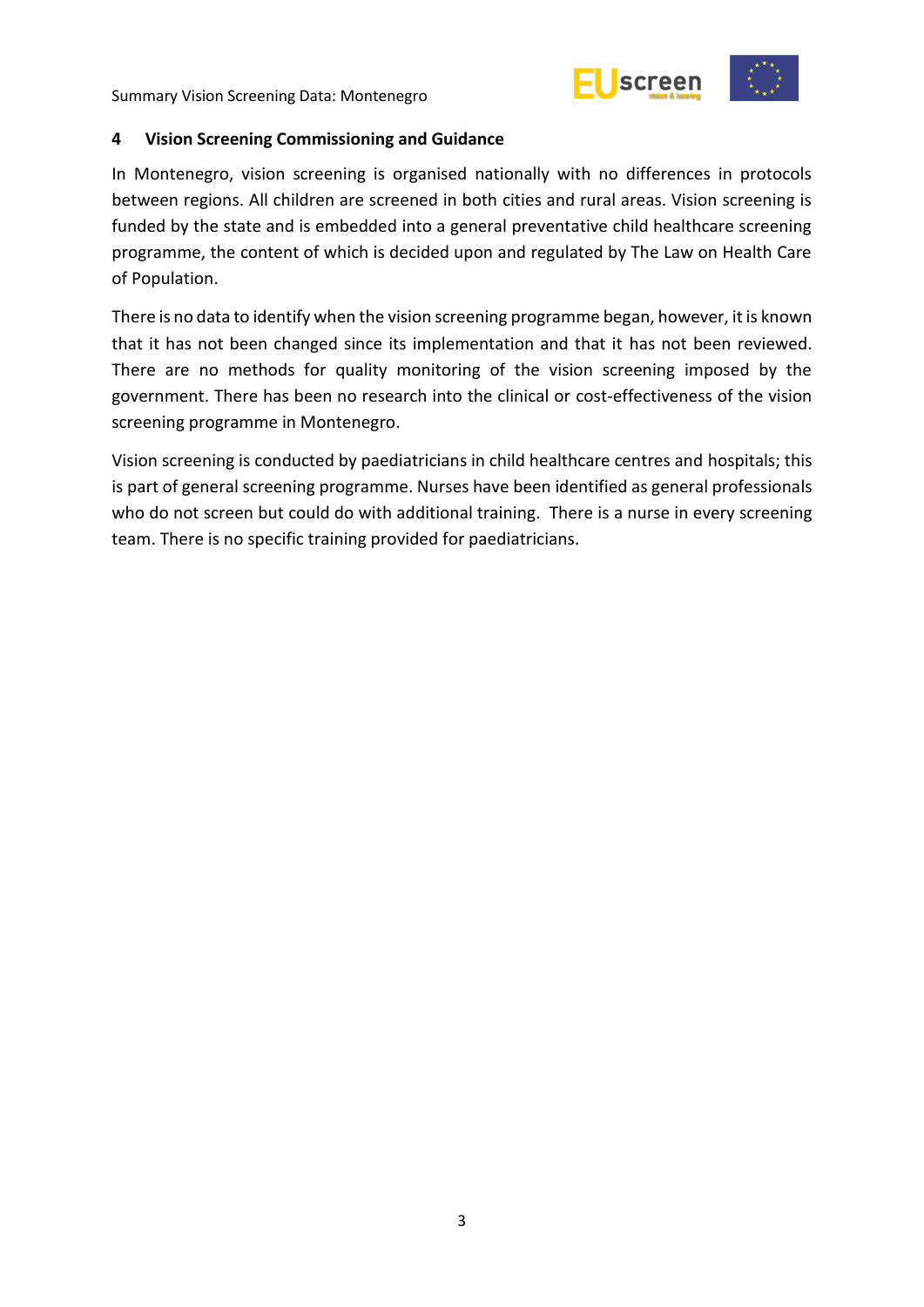## 4 Vision Screening Commissioning and Guidance

In Montenegro, vision screening is organised nationally with no differences in protocols between regions. All children are screened in both cities and rural areas. Vision screening is funded by the state and is embedded into a general preventative child healthcare screening programme, the content of which is decided upon and regulated by The Law on Health Care of Population.

There is no data to identify when the vision screening programme began, however, it is known that it has not been changed since its implementation and that it has not been reviewed. There are no methods for quality monitoring of the vision screening imposed by the government. There has been no research into the clinical or cost-effectiveness of the vision screening programme in Montenegro.

Vision screening is conducted by paediatricians in child healthcare centres and hospitals; this is part of general screening programme. Nurses have been identified as general professionals who do not screen but could do with additional training. There is a nurse in every screening team. There is no specific training provided for paediatricians.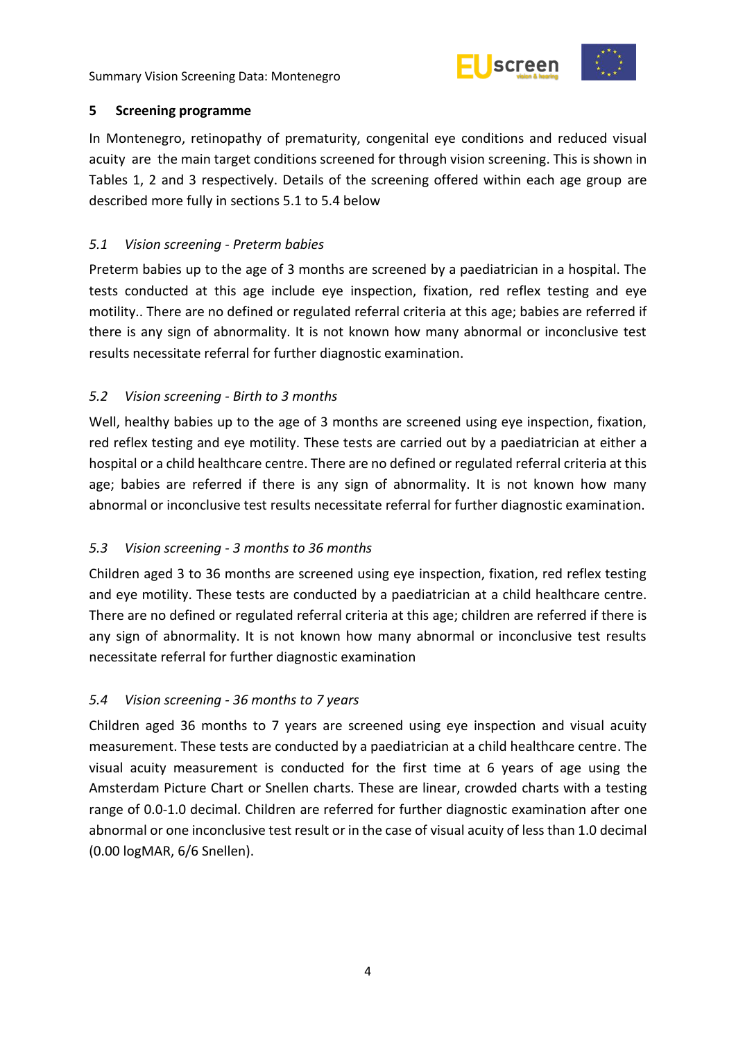## 5 Screening programme

In Montenegro, retinopathy of prematurity, congenital eye conditions and reduced visual acuity are the main target conditions screened for through vision screening. This is shown in Tables 1, 2 and 3 respectively. Details of the screening offered within each age group are described more fully in sections 5.1 to 5.4 below

### *5.1 Vision screening - Preterm babies*

Preterm babies up to the age of 3 months are screened by a paediatrician in a hospital. The tests conducted at this age include eye inspection, fixation, red reflex testing and eye motility.. There are no defined or regulated referral criteria at this age; babies are referred if there is any sign of abnormality. It is not known how many abnormal or inconclusive test results necessitate referral for further diagnostic examination.

### *5.2 Vision screening - Birth to 3 months*

Well, healthy babies up to the age of 3 months are screened using eye inspection, fixation, red reflex testing and eye motility. These tests are carried out by a paediatrician at either a hospital or a child healthcare centre. There are no defined or regulated referral criteria at this age; babies are referred if there is any sign of abnormality. It is not known how many abnormal or inconclusive test results necessitate referral for further diagnostic examination.

### *5.3 Vision screening - 3 months to 36 months*

Children aged 3 to 36 months are screened using eye inspection, fixation, red reflex testing and eye motility. These tests are conducted by a paediatrician at a child healthcare centre. There are no defined or regulated referral criteria at this age; children are referred if there is any sign of abnormality. It is not known how many abnormal or inconclusive test results necessitate referral for further diagnostic examination

### *5.4 Vision screening - 36 months to 7 years*

Children aged 36 months to 7 years are screened using eye inspection and visual acuity measurement. These tests are conducted by a paediatrician at a child healthcare centre. The visual acuity measurement is conducted for the first time at 6 years of age using the Amsterdam Picture Chart or Snellen charts. These are linear, crowded charts with a testing range of 0.0-1.0 decimal. Children are referred for further diagnostic examination after one abnormal or one inconclusive test result or in the case of visual acuity of less than 1.0 decimal (0.00 logMAR, 6/6 Snellen).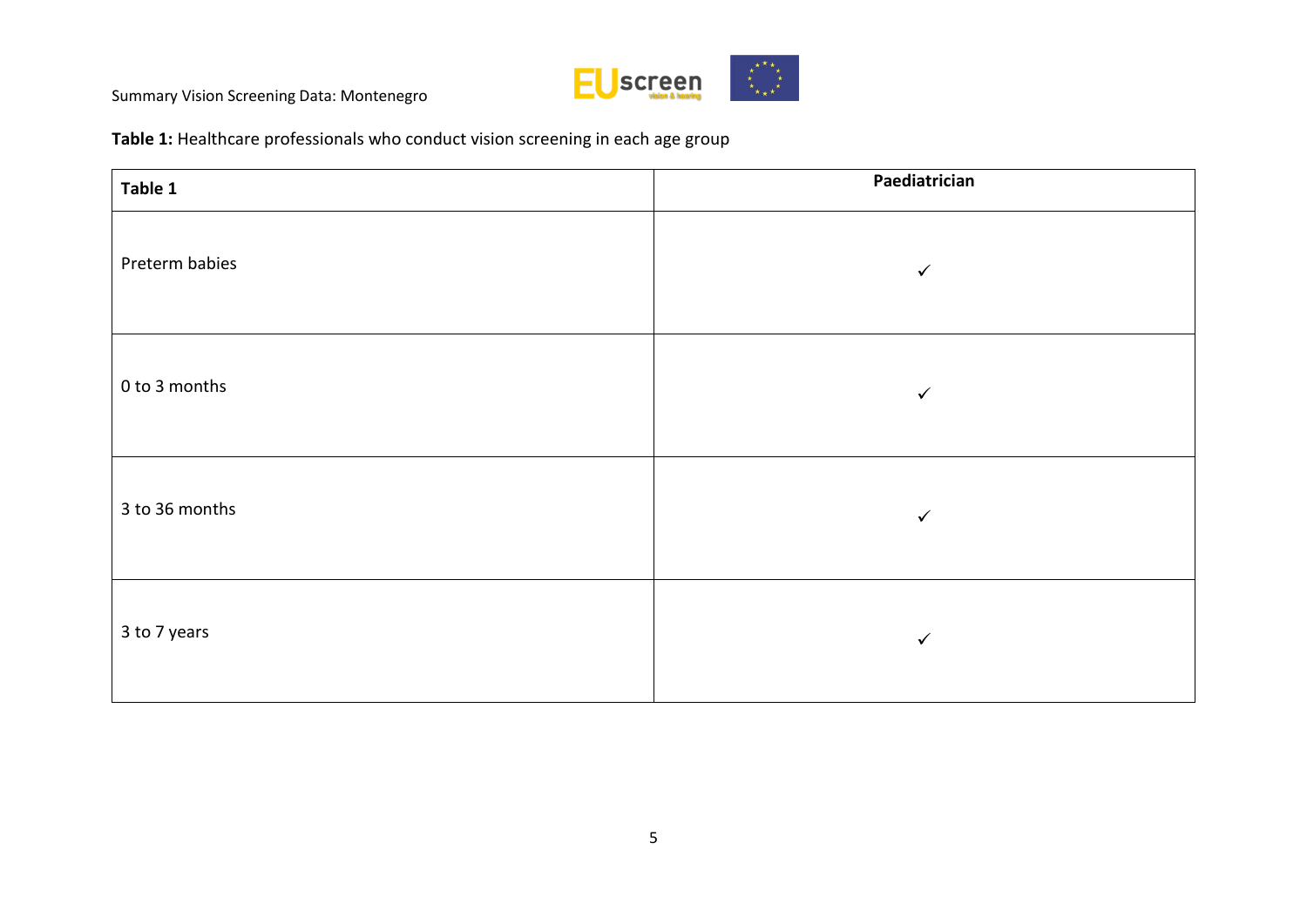**Table 1:** Healthcare professionals who conduct vision screening in each age group

| Table 1 | Paediatrician |
| --- | --- |
| Preterm babies | ✓ |
| 0 to 3 months | ✓ |
| 3 to 36 months | ✓ |
| 3 to 7 years | ✓ |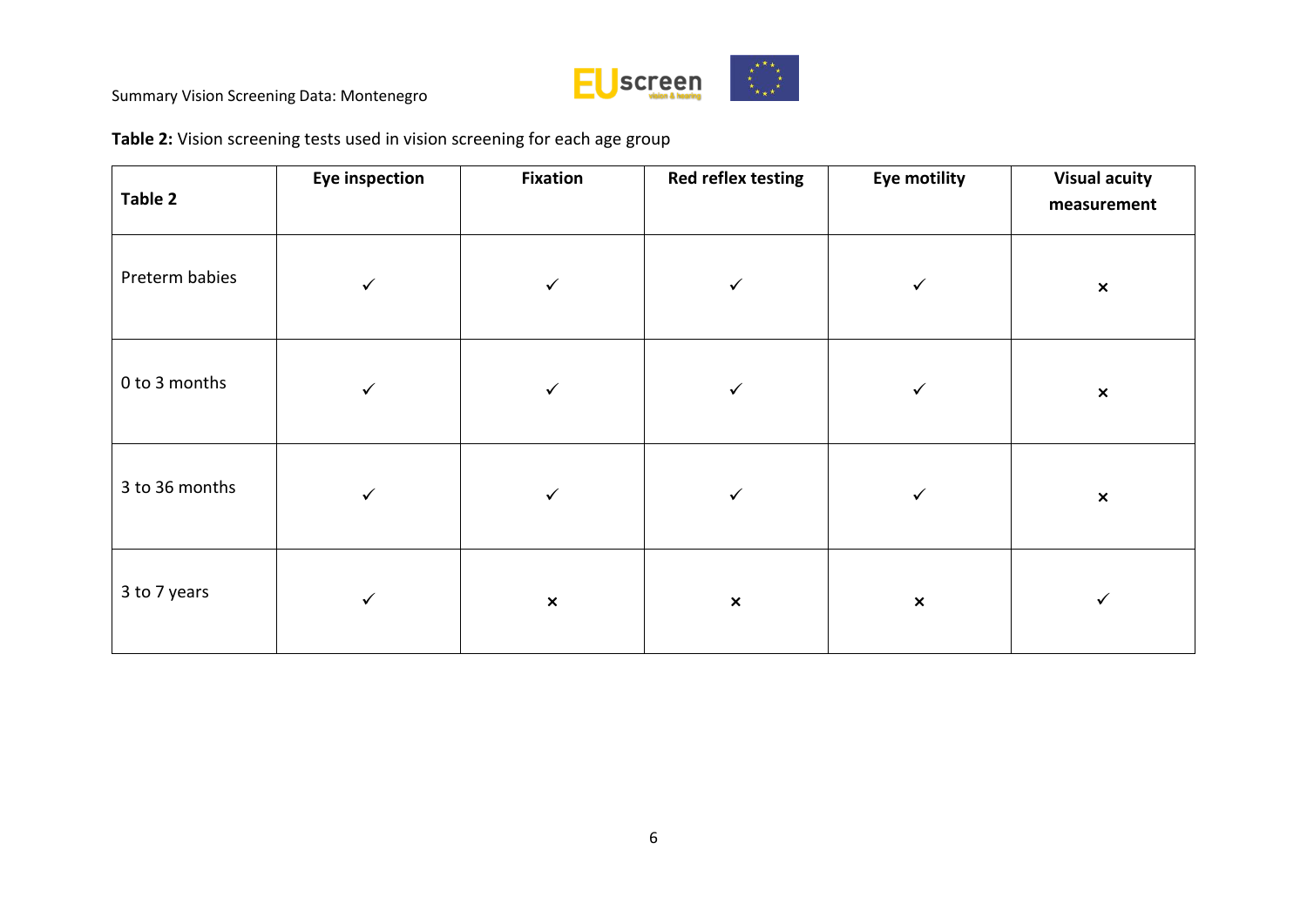**Table 2:** Vision screening tests used in vision screening for each age group

| Table 2 | Eye inspection | Fixation | Red reflex testing | Eye motility | Visual acuity measurement |
|---|---|---|---|---|---|
| Preterm babies | ✓ | ✓ | ✓ | ✓ | × |
| 0 to 3 months | ✓ | ✓ | ✓ | ✓ | × |
| 3 to 36 months | ✓ | ✓ | ✓ | ✓ | × |
| 3 to 7 years | ✓ | × | × | × | ✓ |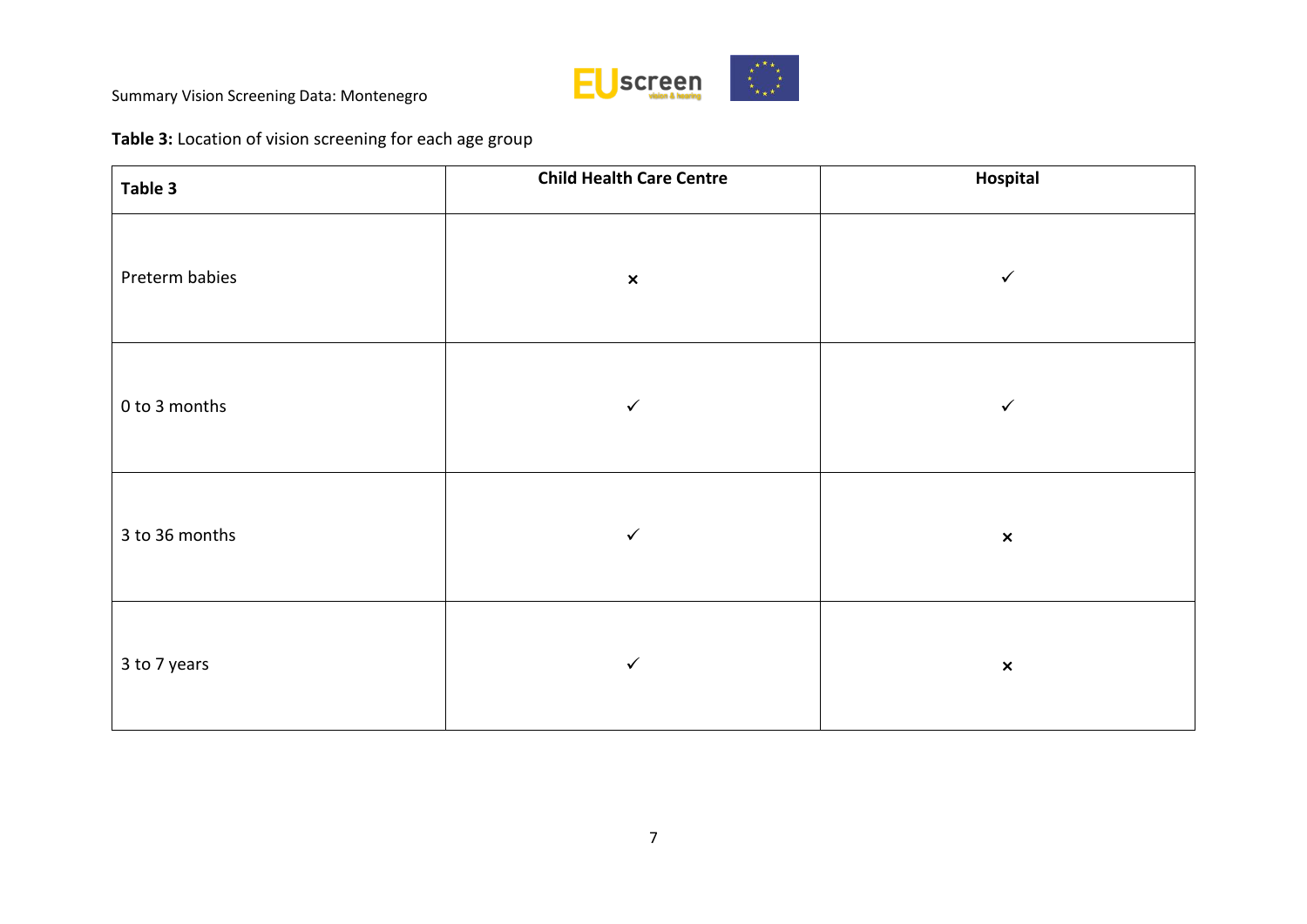**Table 3:** Location of vision screening for each age group

| Table 3 | Child Health Care Centre | Hospital |
|---|---|---|
| Preterm babies | × | ✓ |
| 0 to 3 months | ✓ | ✓ |
| 3 to 36 months | ✓ | × |
| 3 to 7 years | ✓ | × |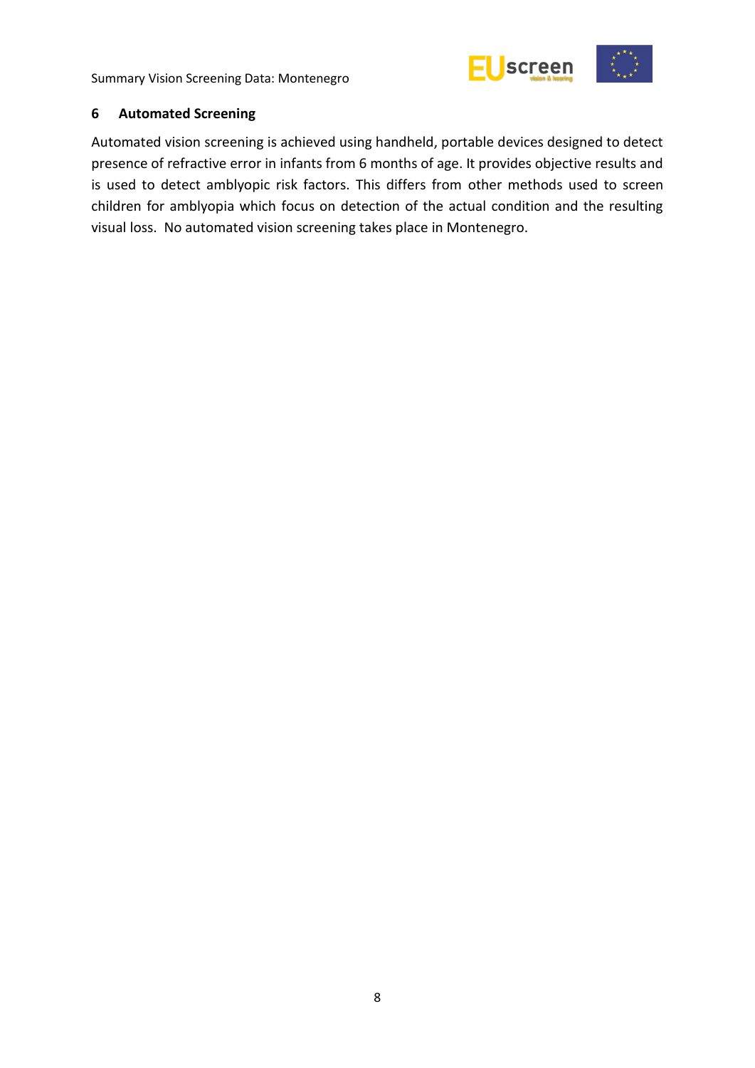## 6 Automated Screening

Automated vision screening is achieved using handheld, portable devices designed to detect presence of refractive error in infants from 6 months of age. It provides objective results and is used to detect amblyopic risk factors. This differs from other methods used to screen children for amblyopia which focus on detection of the actual condition and the resulting visual loss. No automated vision screening takes place in Montenegro.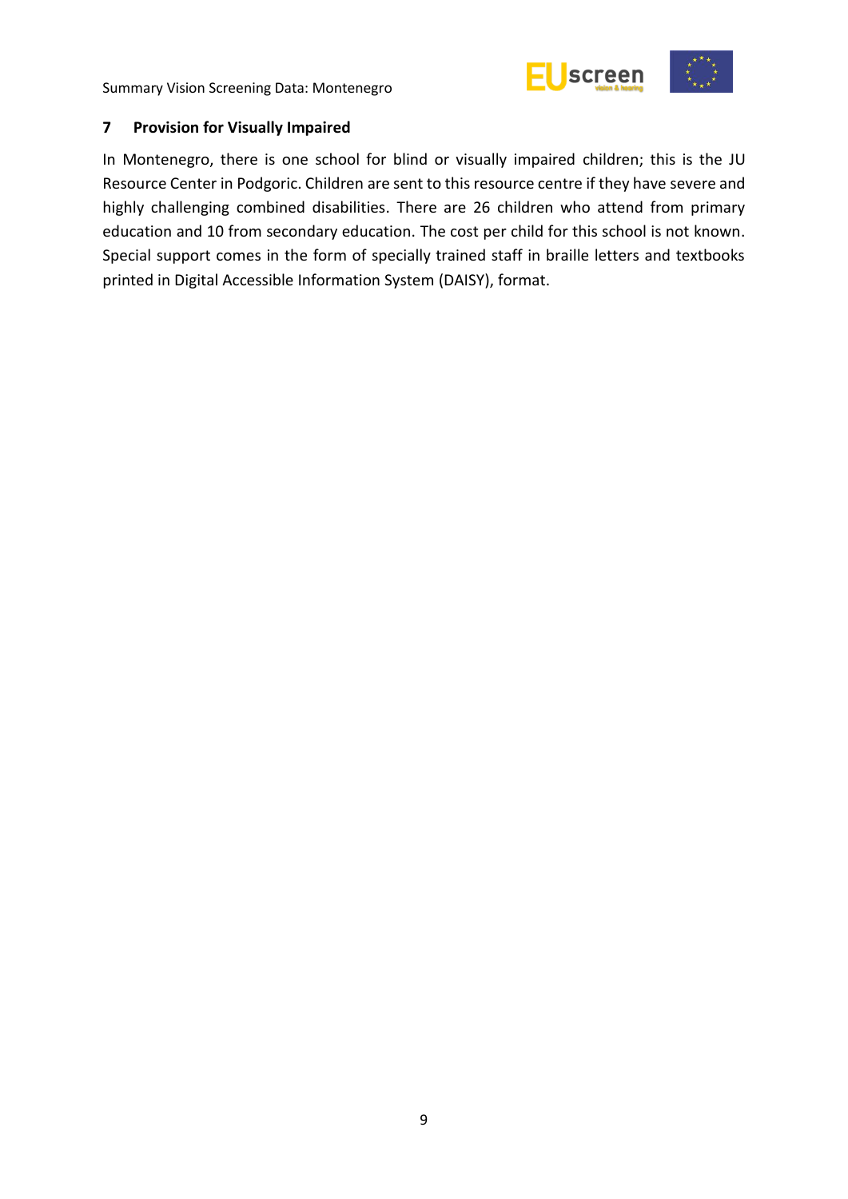## 7 Provision for Visually Impaired

In Montenegro, there is one school for blind or visually impaired children; this is the JU Resource Center in Podgoric. Children are sent to this resource centre if they have severe and highly challenging combined disabilities. There are 26 children who attend from primary education and 10 from secondary education. The cost per child for this school is not known. Special support comes in the form of specially trained staff in braille letters and textbooks printed in Digital Accessible Information System (DAISY), format.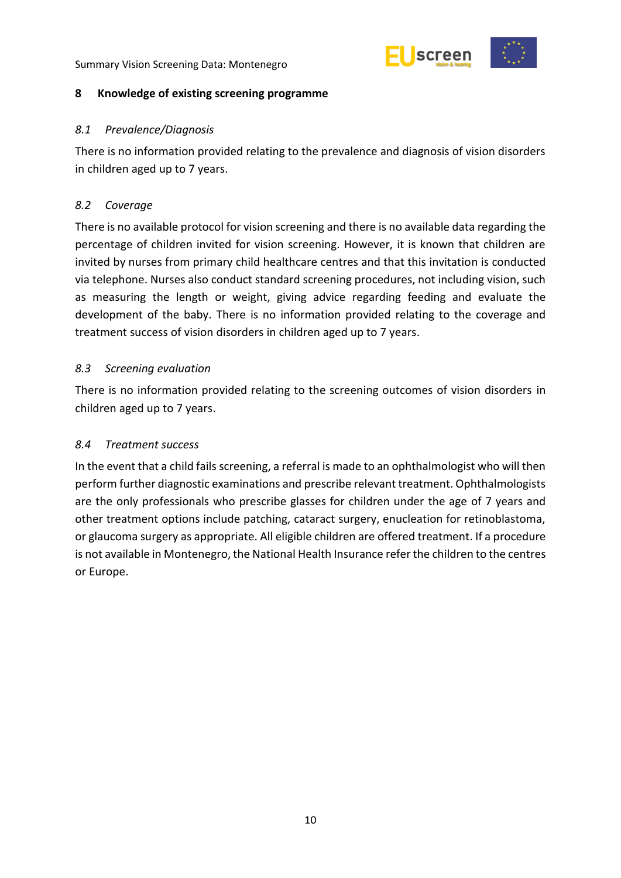## 8 Knowledge of existing screening programme

### *8.1 Prevalence/Diagnosis*

There is no information provided relating to the prevalence and diagnosis of vision disorders in children aged up to 7 years.

### *8.2 Coverage*

There is no available protocol for vision screening and there is no available data regarding the percentage of children invited for vision screening. However, it is known that children are invited by nurses from primary child healthcare centres and that this invitation is conducted via telephone. Nurses also conduct standard screening procedures, not including vision, such as measuring the length or weight, giving advice regarding feeding and evaluate the development of the baby. There is no information provided relating to the coverage and treatment success of vision disorders in children aged up to 7 years.

### *8.3 Screening evaluation*

There is no information provided relating to the screening outcomes of vision disorders in children aged up to 7 years.

### *8.4 Treatment success*

In the event that a child fails screening, a referral is made to an ophthalmologist who will then perform further diagnostic examinations and prescribe relevant treatment. Ophthalmologists are the only professionals who prescribe glasses for children under the age of 7 years and other treatment options include patching, cataract surgery, enucleation for retinoblastoma, or glaucoma surgery as appropriate. All eligible children are offered treatment. If a procedure is not available in Montenegro, the National Health Insurance refer the children to the centres or Europe.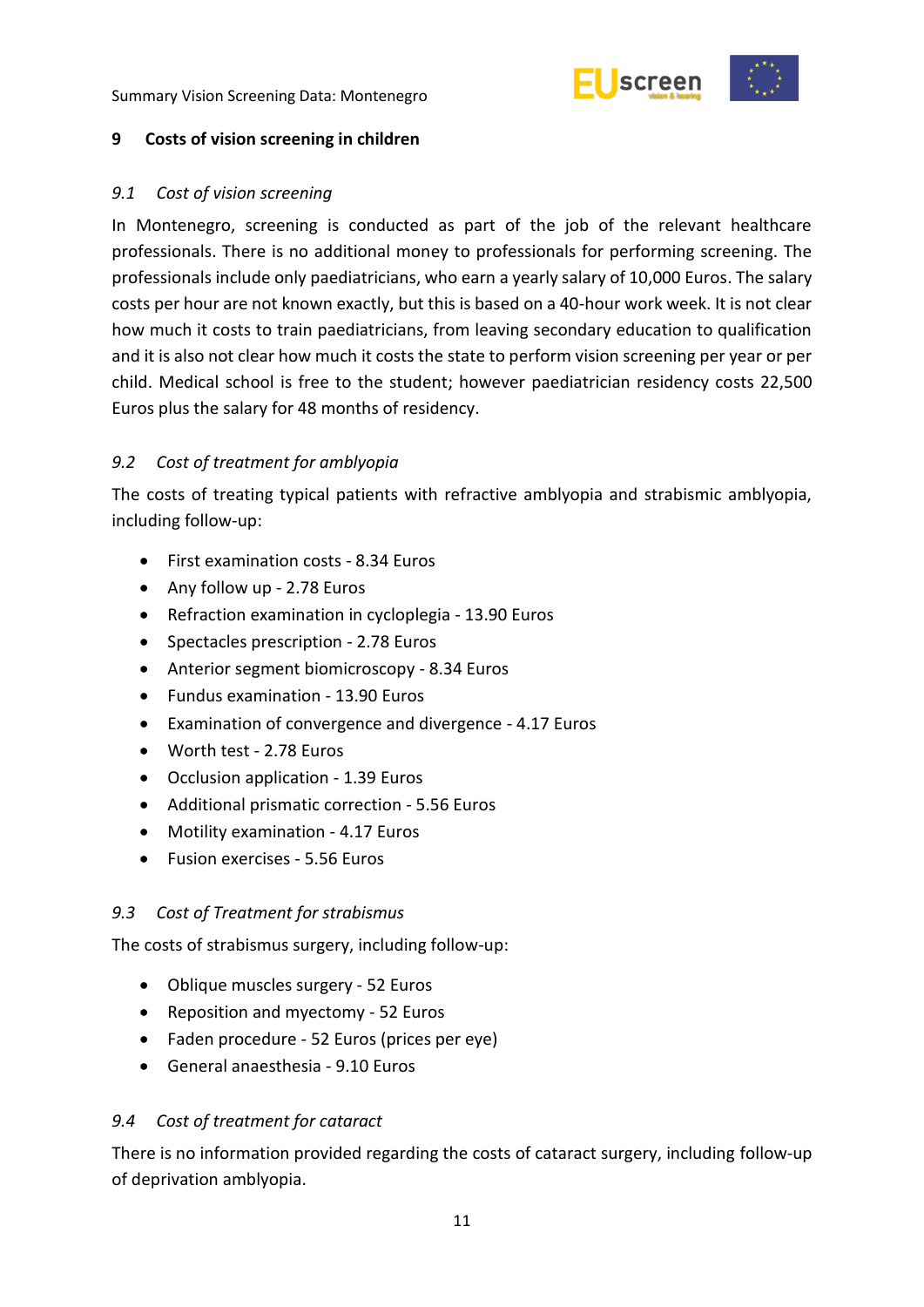## 9 Costs of vision screening in children

### *9.1 Cost of vision screening*

In Montenegro, screening is conducted as part of the job of the relevant healthcare professionals. There is no additional money to professionals for performing screening. The professionals include only paediatricians, who earn a yearly salary of 10,000 Euros. The salary costs per hour are not known exactly, but this is based on a 40-hour work week. It is not clear how much it costs to train paediatricians, from leaving secondary education to qualification and it is also not clear how much it costs the state to perform vision screening per year or per child. Medical school is free to the student; however paediatrician residency costs 22,500 Euros plus the salary for 48 months of residency.

### *9.2 Cost of treatment for amblyopia*

The costs of treating typical patients with refractive amblyopia and strabismic amblyopia, including follow-up:

- First examination costs - 8.34 Euros
- Any follow up - 2.78 Euros
- Refraction examination in cycloplegia - 13.90 Euros
- Spectacles prescription - 2.78 Euros
- Anterior segment biomicroscopy - 8.34 Euros
- Fundus examination - 13.90 Euros
- Examination of convergence and divergence - 4.17 Euros
- Worth test - 2.78 Euros
- Occlusion application - 1.39 Euros
- Additional prismatic correction - 5.56 Euros
- Motility examination - 4.17 Euros
- Fusion exercises - 5.56 Euros

### *9.3 Cost of Treatment for strabismus*

The costs of strabismus surgery, including follow-up:

- Oblique muscles surgery - 52 Euros
- Reposition and myectomy - 52 Euros
- Faden procedure - 52 Euros (prices per eye)
- General anaesthesia - 9.10 Euros

### *9.4 Cost of treatment for cataract*

There is no information provided regarding the costs of cataract surgery, including follow-up of deprivation amblyopia.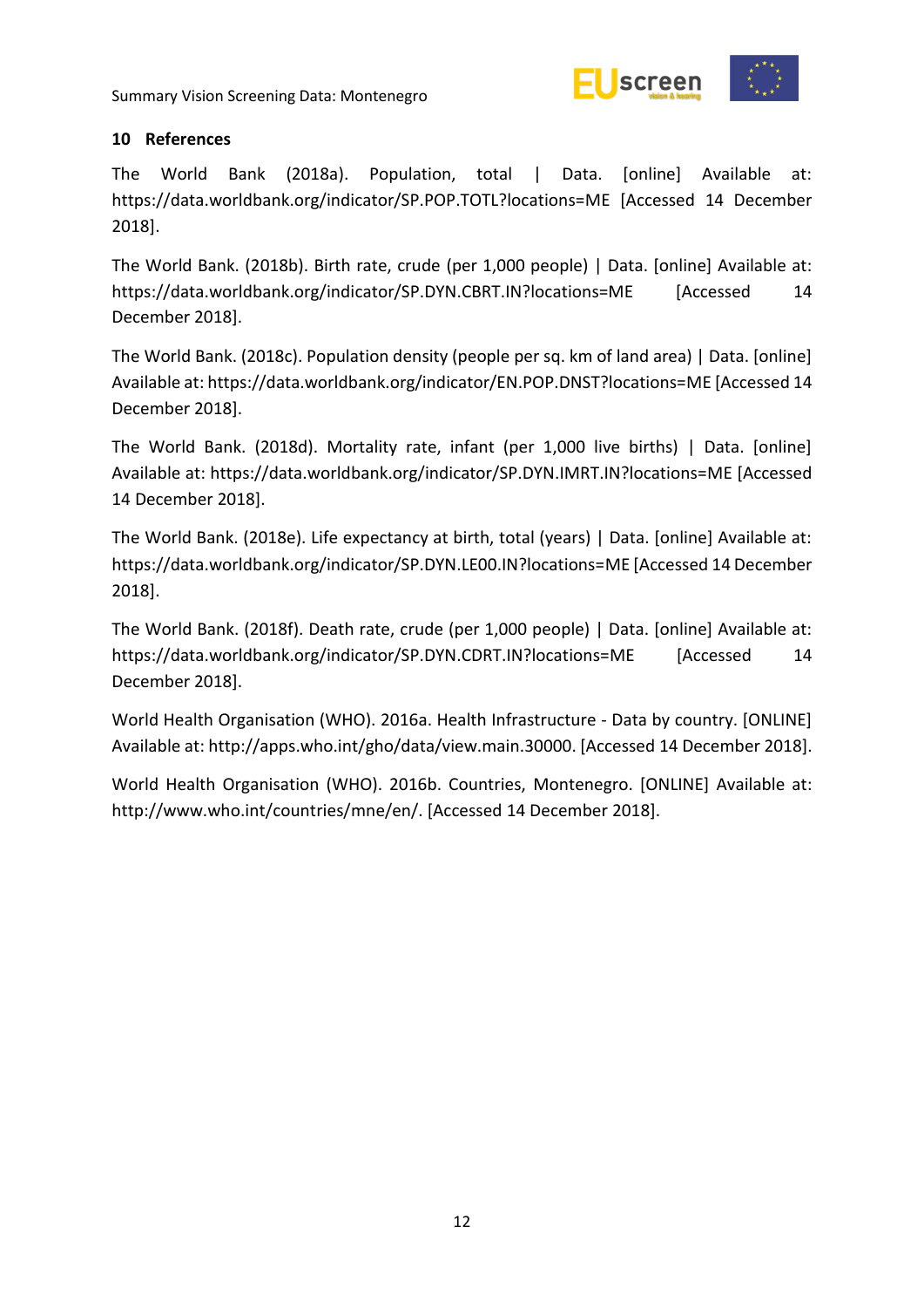## 10 References

The World Bank (2018a). Population, total | Data. [online] Available at: https://data.worldbank.org/indicator/SP.POP.TOTL?locations=ME [Accessed 14 December 2018].

The World Bank. (2018b). Birth rate, crude (per 1,000 people) | Data. [online] Available at: https://data.worldbank.org/indicator/SP.DYN.CBRT.IN?locations=ME [Accessed 14 December 2018].

The World Bank. (2018c). Population density (people per sq. km of land area) | Data. [online] Available at: https://data.worldbank.org/indicator/EN.POP.DNST?locations=ME [Accessed 14 December 2018].

The World Bank. (2018d). Mortality rate, infant (per 1,000 live births) | Data. [online] Available at: https://data.worldbank.org/indicator/SP.DYN.IMRT.IN?locations=ME [Accessed 14 December 2018].

The World Bank. (2018e). Life expectancy at birth, total (years) | Data. [online] Available at: https://data.worldbank.org/indicator/SP.DYN.LE00.IN?locations=ME [Accessed 14 December 2018].

The World Bank. (2018f). Death rate, crude (per 1,000 people) | Data. [online] Available at: https://data.worldbank.org/indicator/SP.DYN.CDRT.IN?locations=ME [Accessed 14 December 2018].

World Health Organisation (WHO). 2016a. Health Infrastructure - Data by country. [ONLINE] Available at: http://apps.who.int/gho/data/view.main.30000. [Accessed 14 December 2018].

World Health Organisation (WHO). 2016b. Countries, Montenegro. [ONLINE] Available at: http://www.who.int/countries/mne/en/. [Accessed 14 December 2018].